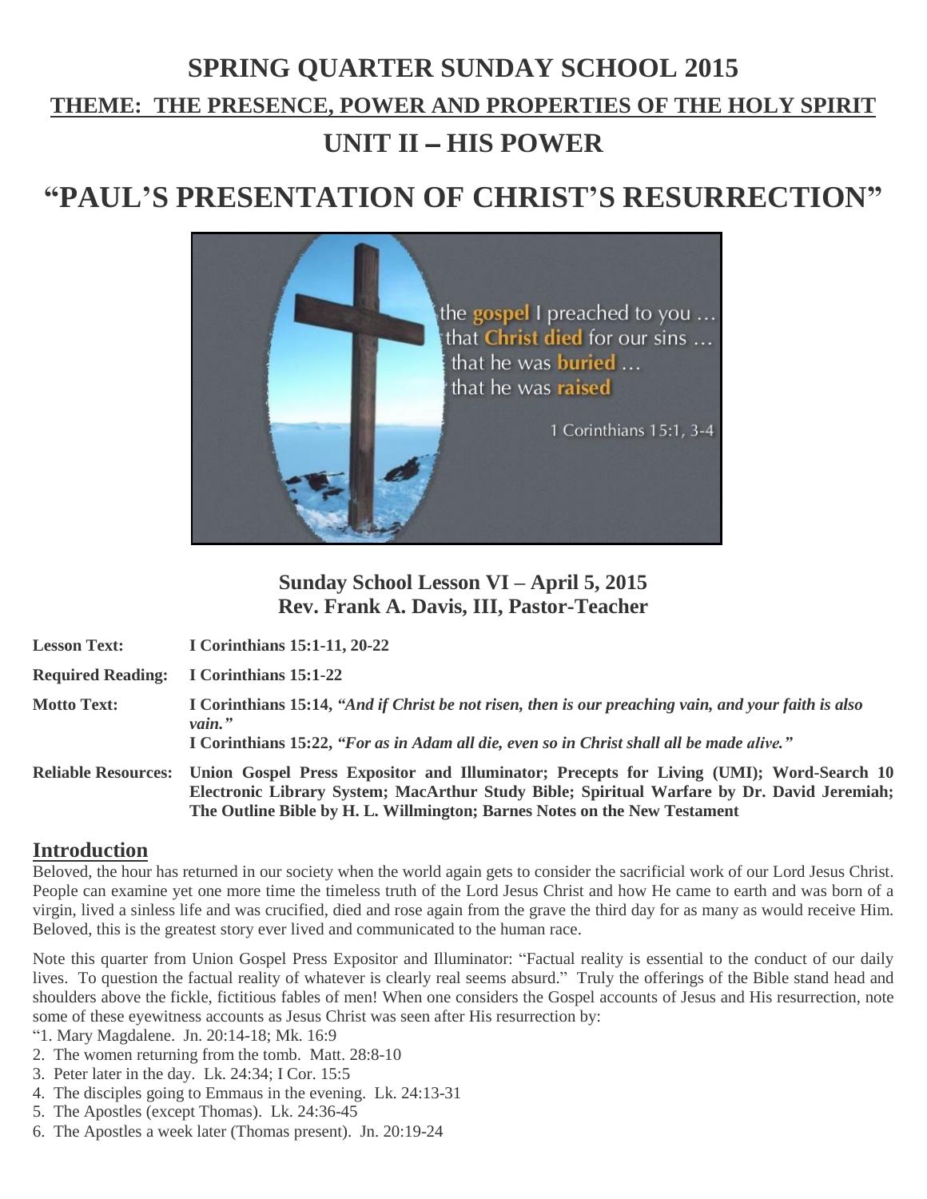# SPRING QUARTER SUNDAY SCHOOL 2015

## THEME: THE PRESENCE, POWER AND PROPERTIES OF THE HOLY SPIRIT

## UNIT II – HIS POWER

# "PAUL'S PRESENTATION OF CHRIST'S RESURRECTION"

the gospel I preached to you …
that Christ died for our sins …
that he was buried …
that he was raised

1 Corinthians 15:1, 3-4

**Sunday School Lesson VI – April 5, 2015**
**Rev. Frank A. Davis, III, Pastor-Teacher**

**Lesson Text:** **I Corinthians 15:1-11, 20-22**

**Required Reading:** **I Corinthians 15:1-22**

**Motto Text:** **I Corinthians 15:14, *"And if Christ be not risen, then is our preaching vain, and your faith is also vain."***
**I Corinthians 15:22, *"For as in Adam all die, even so in Christ shall all be made alive."***

**Reliable Resources:** **Union Gospel Press Expositor and Illuminator; Precepts for Living (UMI); Word-Search 10 Electronic Library System; MacArthur Study Bible; Spiritual Warfare by Dr. David Jeremiah; The Outline Bible by H. L. Willmington; Barnes Notes on the New Testament**

## Introduction

Beloved, the hour has returned in our society when the world again gets to consider the sacrificial work of our Lord Jesus Christ. People can examine yet one more time the timeless truth of the Lord Jesus Christ and how He came to earth and was born of a virgin, lived a sinless life and was crucified, died and rose again from the grave the third day for as many as would receive Him. Beloved, this is the greatest story ever lived and communicated to the human race.

Note this quarter from Union Gospel Press Expositor and Illuminator: "Factual reality is essential to the conduct of our daily lives. To question the factual reality of whatever is clearly real seems absurd." Truly the offerings of the Bible stand head and shoulders above the fickle, fictitious fables of men! When one considers the Gospel accounts of Jesus and His resurrection, note some of these eyewitness accounts as Jesus Christ was seen after His resurrection by:

"1. Mary Magdalene. Jn. 20:14-18; Mk. 16:9
2. The women returning from the tomb. Matt. 28:8-10
3. Peter later in the day. Lk. 24:34; I Cor. 15:5
4. The disciples going to Emmaus in the evening. Lk. 24:13-31
5. The Apostles (except Thomas). Lk. 24:36-45
6. The Apostles a week later (Thomas present). Jn. 20:19-24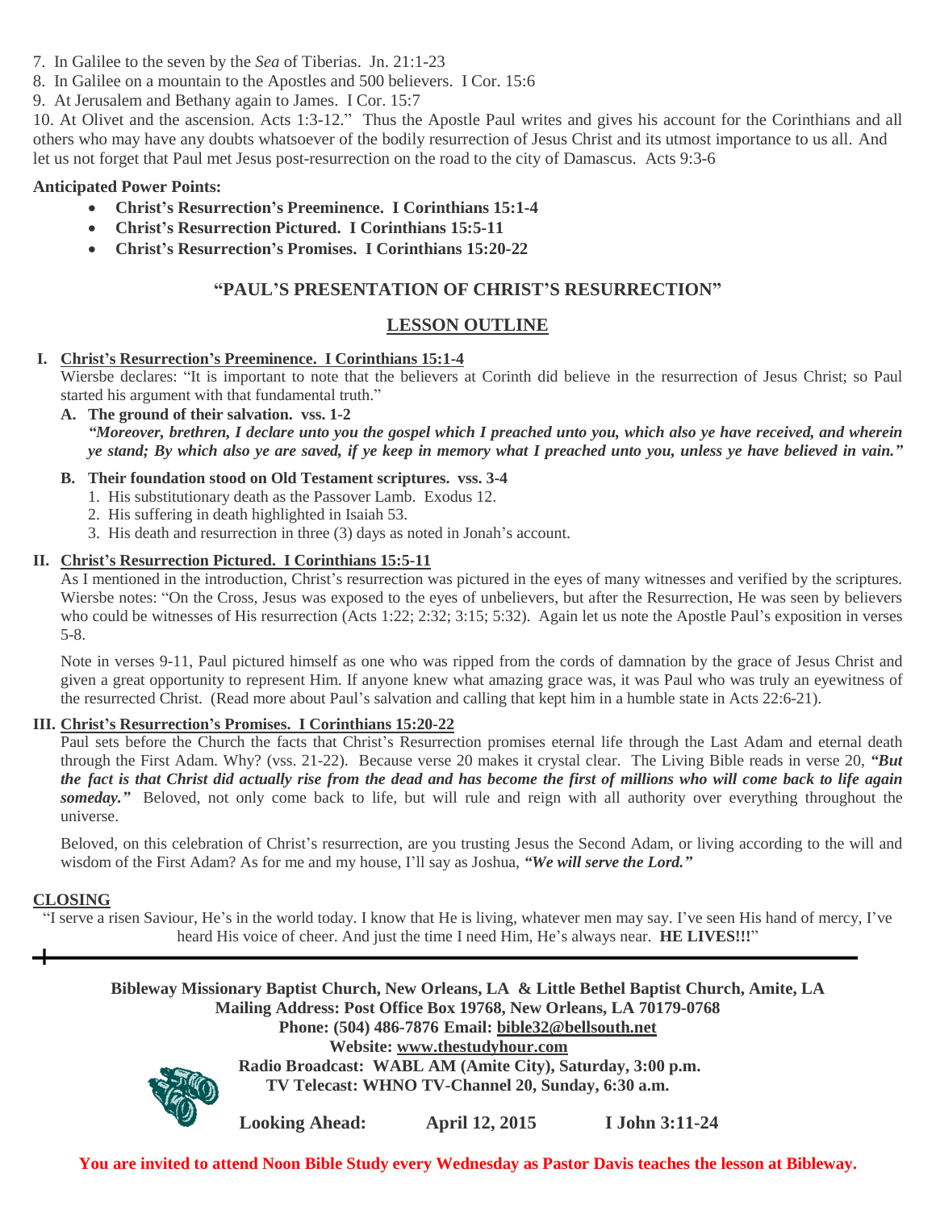7. In Galilee to the seven by the *Sea* of Tiberias. Jn. 21:1-23
8. In Galilee on a mountain to the Apostles and 500 believers. I Cor. 15:6
9. At Jerusalem and Bethany again to James. I Cor. 15:7
10. At Olivet and the ascension. Acts 1:3-12." Thus the Apostle Paul writes and gives his account for the Corinthians and all others who may have any doubts whatsoever of the bodily resurrection of Jesus Christ and its utmost importance to us all. And let us not forget that Paul met Jesus post-resurrection on the road to the city of Damascus. Acts 9:3-6

**Anticipated Power Points:**

- **Christ's Resurrection's Preeminence. I Corinthians 15:1-4**
- **Christ's Resurrection Pictured. I Corinthians 15:5-11**
- **Christ's Resurrection's Promises. I Corinthians 15:20-22**

## "PAUL'S PRESENTATION OF CHRIST'S RESURRECTION"

## LESSON OUTLINE

**I. Christ's Resurrection's Preeminence. I Corinthians 15:1-4**

Wiersbe declares: "It is important to note that the believers at Corinth did believe in the resurrection of Jesus Christ; so Paul started his argument with that fundamental truth."

**A. The ground of their salvation. vss. 1-2**

***"Moreover, brethren, I declare unto you the gospel which I preached unto you, which also ye have received, and wherein ye stand; By which also ye are saved, if ye keep in memory what I preached unto you, unless ye have believed in vain."***

**B. Their foundation stood on Old Testament scriptures. vss. 3-4**

1. His substitutionary death as the Passover Lamb. Exodus 12.
2. His suffering in death highlighted in Isaiah 53.
3. His death and resurrection in three (3) days as noted in Jonah's account.

**II. Christ's Resurrection Pictured. I Corinthians 15:5-11**

As I mentioned in the introduction, Christ's resurrection was pictured in the eyes of many witnesses and verified by the scriptures. Wiersbe notes: "On the Cross, Jesus was exposed to the eyes of unbelievers, but after the Resurrection, He was seen by believers who could be witnesses of His resurrection (Acts 1:22; 2:32; 3:15; 5:32). Again let us note the Apostle Paul's exposition in verses 5-8.

Note in verses 9-11, Paul pictured himself as one who was ripped from the cords of damnation by the grace of Jesus Christ and given a great opportunity to represent Him. If anyone knew what amazing grace was, it was Paul who was truly an eyewitness of the resurrected Christ. (Read more about Paul's salvation and calling that kept him in a humble state in Acts 22:6-21).

**III. Christ's Resurrection's Promises. I Corinthians 15:20-22**

Paul sets before the Church the facts that Christ's Resurrection promises eternal life through the Last Adam and eternal death through the First Adam. Why? (vss. 21-22). Because verse 20 makes it crystal clear. The Living Bible reads in verse 20, ***"But the fact is that Christ did actually rise from the dead and has become the first of millions who will come back to life again someday."*** Beloved, not only come back to life, but will rule and reign with all authority over everything throughout the universe.

Beloved, on this celebration of Christ's resurrection, are you trusting Jesus the Second Adam, or living according to the will and wisdom of the First Adam? As for me and my house, I'll say as Joshua, ***"We will serve the Lord."***

**CLOSING**

"I serve a risen Saviour, He's in the world today. I know that He is living, whatever men may say. I've seen His hand of mercy, I've heard His voice of cheer. And just the time I need Him, He's always near. **HE LIVES!!!**"

---

**Bibleway Missionary Baptist Church, New Orleans, LA & Little Bethel Baptist Church, Amite, LA**
**Mailing Address: Post Office Box 19768, New Orleans, LA 70179-0768**
**Phone: (504) 486-7876 Email: bible32@bellsouth.net**
**Website: www.thestudyhour.com**
**Radio Broadcast: WABL AM (Amite City), Saturday, 3:00 p.m.**
**TV Telecast: WHNO TV-Channel 20, Sunday, 6:30 a.m.**

**Looking Ahead: April 12, 2015 I John 3:11-24**

**You are invited to attend Noon Bible Study every Wednesday as Pastor Davis teaches the lesson at Bibleway.**